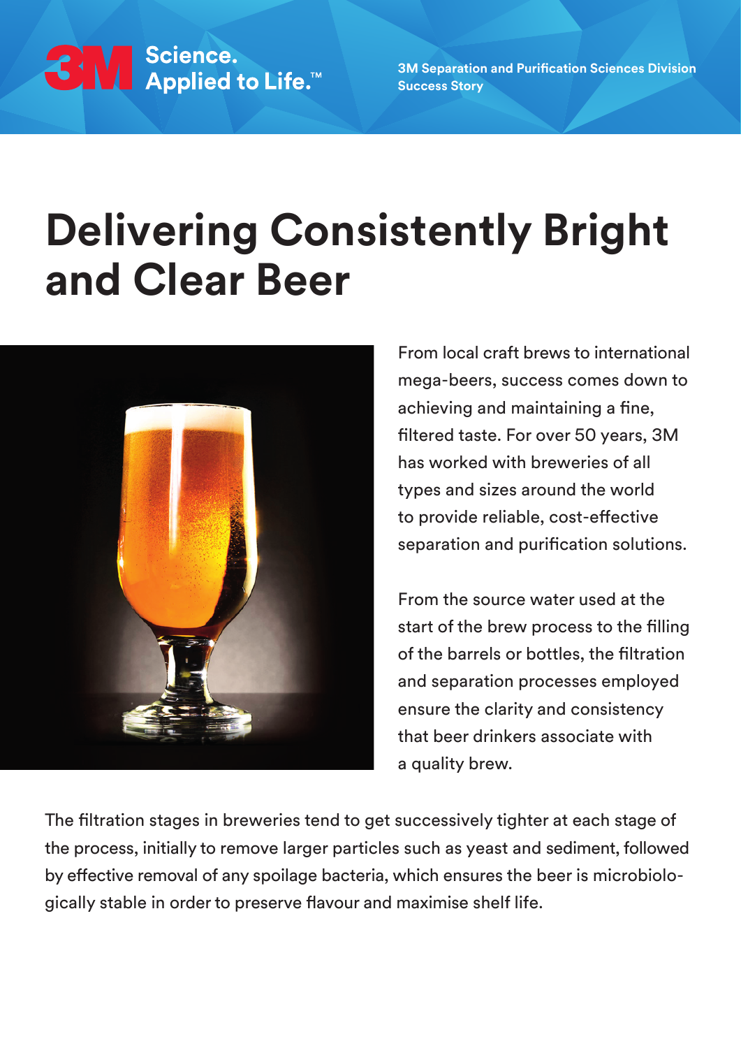3M Science. Applied to Life.™

3M Separation and Purification Sciences Division
Success Story

# Delivering Consistently Bright and Clear Beer

From local craft brews to international mega-beers, success comes down to achieving and maintaining a fine, filtered taste. For over 50 years, 3M has worked with breweries of all types and sizes around the world to provide reliable, cost-effective separation and purification solutions.

From the source water used at the start of the brew process to the filling of the barrels or bottles, the filtration and separation processes employed ensure the clarity and consistency that beer drinkers associate with a quality brew.

The filtration stages in breweries tend to get successively tighter at each stage of the process, initially to remove larger particles such as yeast and sediment, followed by effective removal of any spoilage bacteria, which ensures the beer is microbiologically stable in order to preserve flavour and maximise shelf life.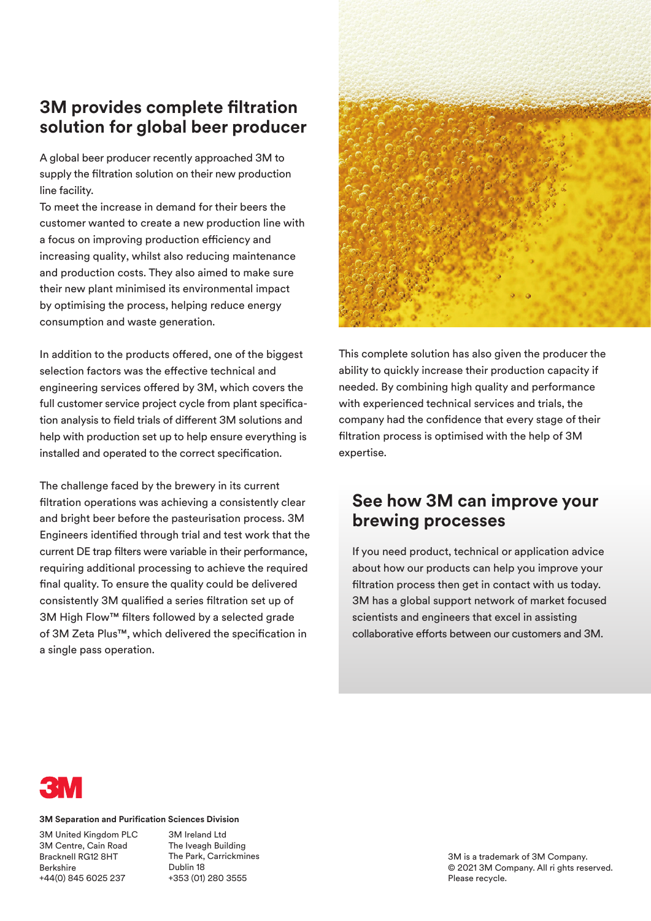## 3M provides complete filtration solution for global beer producer

A global beer producer recently approached 3M to supply the filtration solution on their new production line facility.
To meet the increase in demand for their beers the customer wanted to create a new production line with a focus on improving production efficiency and increasing quality, whilst also reducing maintenance and production costs. They also aimed to make sure their new plant minimised its environmental impact by optimising the process, helping reduce energy consumption and waste generation.

In addition to the products offered, one of the biggest selection factors was the effective technical and engineering services offered by 3M, which covers the full customer service project cycle from plant specification analysis to field trials of different 3M solutions and help with production set up to help ensure everything is installed and operated to the correct specification.

The challenge faced by the brewery in its current filtration operations was achieving a consistently clear and bright beer before the pasteurisation process. 3M Engineers identified through trial and test work that the current DE trap filters were variable in their performance, requiring additional processing to achieve the required final quality. To ensure the quality could be delivered consistently 3M qualified a series filtration set up of 3M High Flow™ filters followed by a selected grade of 3M Zeta Plus™, which delivered the specification in a single pass operation.

This complete solution has also given the producer the ability to quickly increase their production capacity if needed. By combining high quality and performance with experienced technical services and trials, the company had the confidence that every stage of their filtration process is optimised with the help of 3M expertise.

## See how 3M can improve your brewing processes

If you need product, technical or application advice about how our products can help you improve your filtration process then get in contact with us today. 3M has a global support network of market focused scientists and engineers that excel in assisting collaborative efforts between our customers and 3M.

3M

**3M Separation and Purification Sciences Division**

3M United Kingdom PLC
3M Centre, Cain Road
Bracknell RG12 8HT
Berkshire
+44(0) 845 6025 237

3M Ireland Ltd
The Iveagh Building
The Park, Carrickmines
Dublin 18
+353 (01) 280 3555

3M is a trademark of 3M Company.
© 2021 3M Company. All ri ghts reserved.
Please recycle.